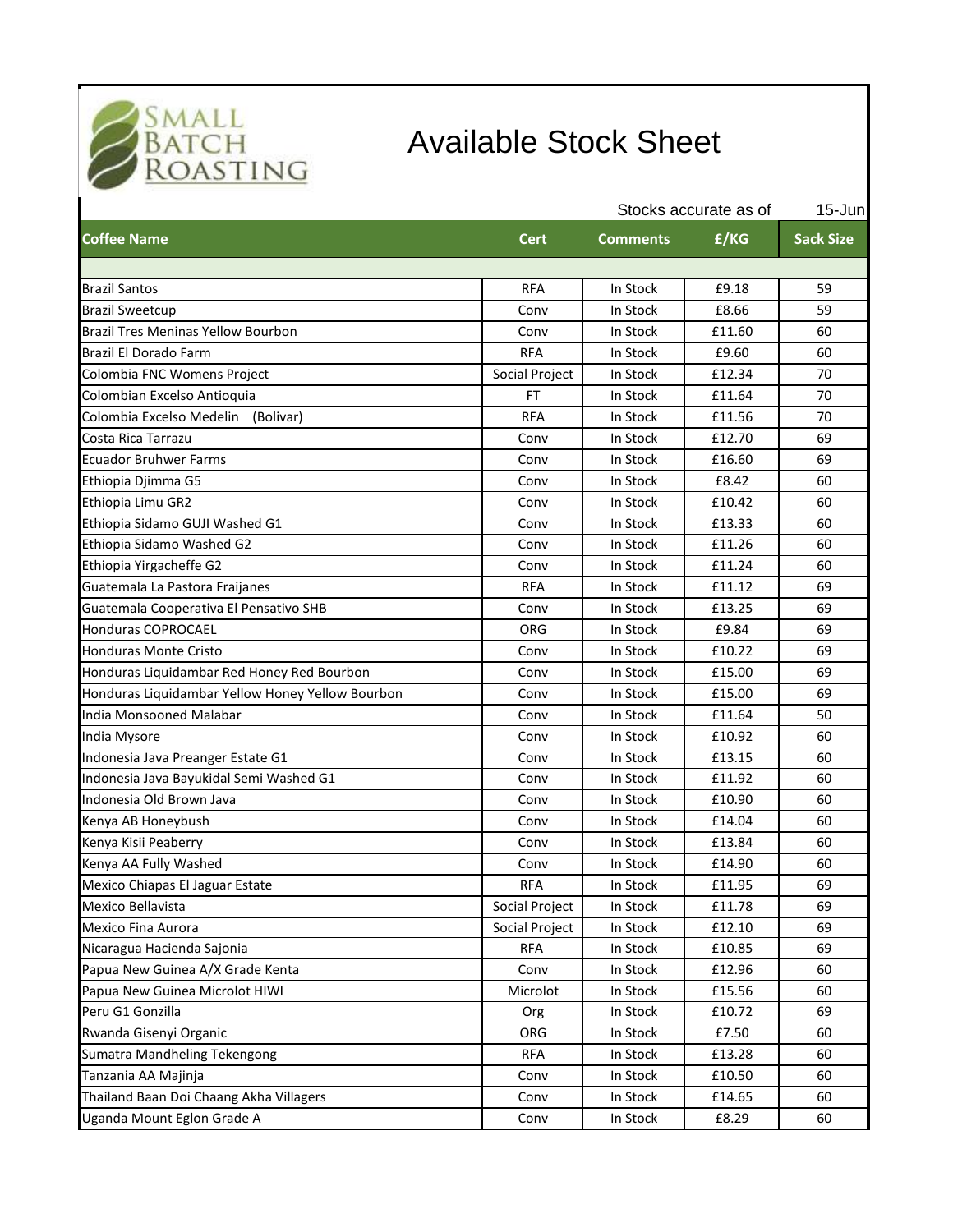SMALL BATCH ROASTING

# Available Stock Sheet

Stocks accurate as of 15-Jun

| Coffee Name | Cert | Comments | £/KG | Sack Size |
|---|---|---|---|---|
| Brazil Santos | RFA | In Stock | £9.18 | 59 |
| Brazil Sweetcup | Conv | In Stock | £8.66 | 59 |
| Brazil Tres Meninas Yellow Bourbon | Conv | In Stock | £11.60 | 60 |
| Brazil El Dorado Farm | RFA | In Stock | £9.60 | 60 |
| Colombia FNC Womens Project | Social Project | In Stock | £12.34 | 70 |
| Colombian Excelso Antioquia | FT | In Stock | £11.64 | 70 |
| Colombia Excelso Medelin (Bolivar) | RFA | In Stock | £11.56 | 70 |
| Costa Rica Tarrazu | Conv | In Stock | £12.70 | 69 |
| Ecuador Bruhwer Farms | Conv | In Stock | £16.60 | 69 |
| Ethiopia Djimma G5 | Conv | In Stock | £8.42 | 60 |
| Ethiopia Limu GR2 | Conv | In Stock | £10.42 | 60 |
| Ethiopia Sidamo GUJI Washed G1 | Conv | In Stock | £13.33 | 60 |
| Ethiopia Sidamo Washed G2 | Conv | In Stock | £11.26 | 60 |
| Ethiopia Yirgacheffe G2 | Conv | In Stock | £11.24 | 60 |
| Guatemala La Pastora Fraijanes | RFA | In Stock | £11.12 | 69 |
| Guatemala Cooperativa El Pensativo SHB | Conv | In Stock | £13.25 | 69 |
| Honduras COPROCAEL | ORG | In Stock | £9.84 | 69 |
| Honduras Monte Cristo | Conv | In Stock | £10.22 | 69 |
| Honduras Liquidambar Red Honey Red Bourbon | Conv | In Stock | £15.00 | 69 |
| Honduras Liquidambar Yellow Honey Yellow Bourbon | Conv | In Stock | £15.00 | 69 |
| India Monsooned Malabar | Conv | In Stock | £11.64 | 50 |
| India Mysore | Conv | In Stock | £10.92 | 60 |
| Indonesia Java Preanger Estate G1 | Conv | In Stock | £13.15 | 60 |
| Indonesia Java Bayukidal Semi Washed G1 | Conv | In Stock | £11.92 | 60 |
| Indonesia Old Brown Java | Conv | In Stock | £10.90 | 60 |
| Kenya AB Honeybush | Conv | In Stock | £14.04 | 60 |
| Kenya Kisii Peaberry | Conv | In Stock | £13.84 | 60 |
| Kenya AA Fully Washed | Conv | In Stock | £14.90 | 60 |
| Mexico Chiapas El Jaguar Estate | RFA | In Stock | £11.95 | 69 |
| Mexico Bellavista | Social Project | In Stock | £11.78 | 69 |
| Mexico Fina Aurora | Social Project | In Stock | £12.10 | 69 |
| Nicaragua Hacienda Sajonia | RFA | In Stock | £10.85 | 69 |
| Papua New Guinea A/X Grade Kenta | Conv | In Stock | £12.96 | 60 |
| Papua New Guinea Microlot HIWI | Microlot | In Stock | £15.56 | 60 |
| Peru G1 Gonzilla | Org | In Stock | £10.72 | 69 |
| Rwanda Gisenyi Organic | ORG | In Stock | £7.50 | 60 |
| Sumatra Mandheling Tekengong | RFA | In Stock | £13.28 | 60 |
| Tanzania AA Majinja | Conv | In Stock | £10.50 | 60 |
| Thailand Baan Doi Chaang Akha Villagers | Conv | In Stock | £14.65 | 60 |
| Uganda Mount Eglon Grade A | Conv | In Stock | £8.29 | 60 |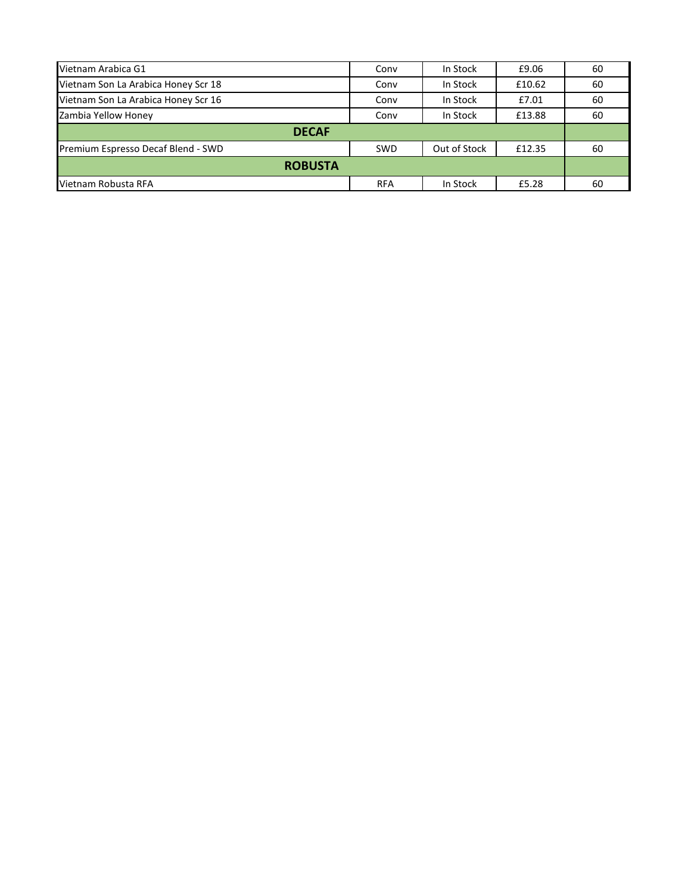| | | | | |
|---|---|---|---|---|
| Vietnam Arabica G1 | Conv | In Stock | £9.06 | 60 |
| Vietnam Son La Arabica Honey Scr 18 | Conv | In Stock | £10.62 | 60 |
| Vietnam Son La Arabica Honey Scr 16 | Conv | In Stock | £7.01 | 60 |
| Zambia Yellow Honey | Conv | In Stock | £13.88 | 60 |
| **DECAF** | | | | |
| Premium Espresso Decaf Blend - SWD | SWD | Out of Stock | £12.35 | 60 |
| **ROBUSTA** | | | | |
| Vietnam Robusta RFA | RFA | In Stock | £5.28 | 60 |